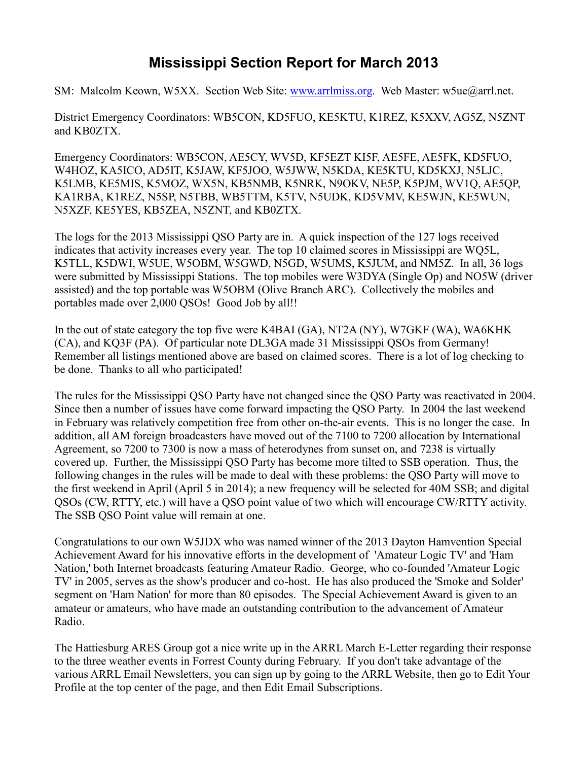# Mississippi Section Report for March 2013

SM: Malcolm Keown, W5XX. Section Web Site: www.arrlmiss.org. Web Master: w5ue@arrl.net.

District Emergency Coordinators: WB5CON, KD5FUO, KE5KTU, K1REZ, K5XXV, AG5Z, N5ZNT and KB0ZTX.

Emergency Coordinators: WB5CON, AE5CY, WV5D, KF5EZT KI5F, AE5FE, AE5FK, KD5FUO, W4HOZ, KA5ICO, AD5IT, K5JAW, KF5JOO, W5JWW, N5KDA, KE5KTU, KD5KXJ, N5LJC, K5LMB, KE5MIS, K5MOZ, WX5N, KB5NMB, K5NRK, N9OKV, NE5P, K5PJM, WV1Q, AE5QP, KA1RBA, K1REZ, N5SP, N5TBB, WB5TTM, K5TV, N5UDK, KD5VMV, KE5WJN, KE5WUN, N5XZF, KE5YES, KB5ZEA, N5ZNT, and KB0ZTX.

The logs for the 2013 Mississippi QSO Party are in. A quick inspection of the 127 logs received indicates that activity increases every year. The top 10 claimed scores in Mississippi are WQ5L, K5TLL, K5DWI, W5UE, W5OBM, W5GWD, N5GD, W5UMS, K5JUM, and NM5Z. In all, 36 logs were submitted by Mississippi Stations. The top mobiles were W3DYA (Single Op) and NO5W (driver assisted) and the top portable was W5OBM (Olive Branch ARC). Collectively the mobiles and portables made over 2,000 QSOs! Good Job by all!!

In the out of state category the top five were K4BAI (GA), NT2A (NY), W7GKF (WA), WA6KHK (CA), and KQ3F (PA). Of particular note DL3GA made 31 Mississippi QSOs from Germany! Remember all listings mentioned above are based on claimed scores. There is a lot of log checking to be done. Thanks to all who participated!

The rules for the Mississippi QSO Party have not changed since the QSO Party was reactivated in 2004. Since then a number of issues have come forward impacting the QSO Party. In 2004 the last weekend in February was relatively competition free from other on-the-air events. This is no longer the case. In addition, all AM foreign broadcasters have moved out of the 7100 to 7200 allocation by International Agreement, so 7200 to 7300 is now a mass of heterodynes from sunset on, and 7238 is virtually covered up. Further, the Mississippi QSO Party has become more tilted to SSB operation. Thus, the following changes in the rules will be made to deal with these problems: the QSO Party will move to the first weekend in April (April 5 in 2014); a new frequency will be selected for 40M SSB; and digital QSOs (CW, RTTY, etc.) will have a QSO point value of two which will encourage CW/RTTY activity. The SSB QSO Point value will remain at one.

Congratulations to our own W5JDX who was named winner of the 2013 Dayton Hamvention Special Achievement Award for his innovative efforts in the development of 'Amateur Logic TV' and 'Ham Nation,' both Internet broadcasts featuring Amateur Radio. George, who co-founded 'Amateur Logic TV' in 2005, serves as the show's producer and co-host. He has also produced the 'Smoke and Solder' segment on 'Ham Nation' for more than 80 episodes. The Special Achievement Award is given to an amateur or amateurs, who have made an outstanding contribution to the advancement of Amateur Radio.

The Hattiesburg ARES Group got a nice write up in the ARRL March E-Letter regarding their response to the three weather events in Forrest County during February. If you don't take advantage of the various ARRL Email Newsletters, you can sign up by going to the ARRL Website, then go to Edit Your Profile at the top center of the page, and then Edit Email Subscriptions.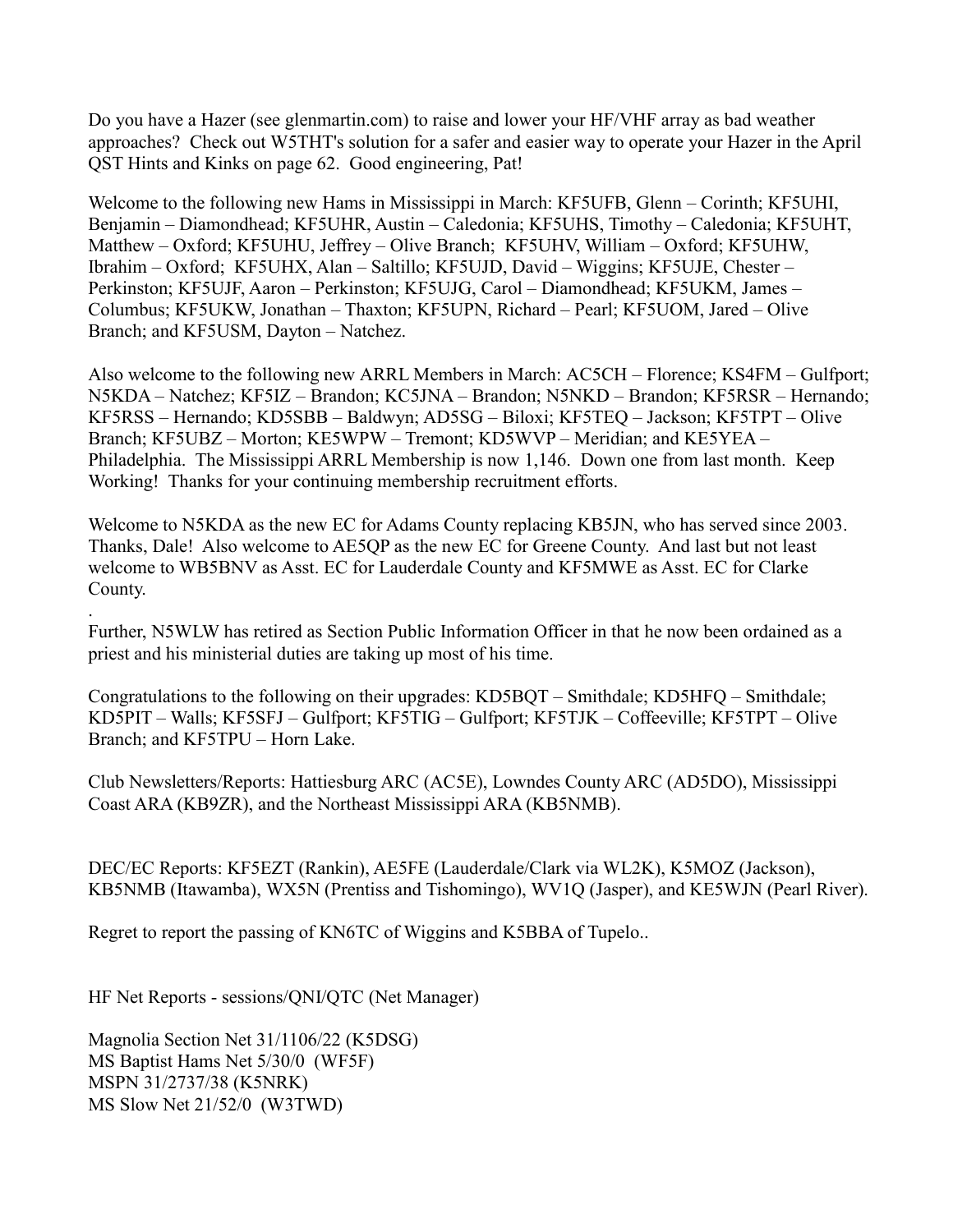Do you have a Hazer (see glenmartin.com) to raise and lower your HF/VHF array as bad weather approaches? Check out W5THT's solution for a safer and easier way to operate your Hazer in the April QST Hints and Kinks on page 62. Good engineering, Pat!

Welcome to the following new Hams in Mississippi in March: KF5UFB, Glenn – Corinth; KF5UHI, Benjamin – Diamondhead; KF5UHR, Austin – Caledonia; KF5UHS, Timothy – Caledonia; KF5UHT, Matthew – Oxford; KF5UHU, Jeffrey – Olive Branch; KF5UHV, William – Oxford; KF5UHW, Ibrahim – Oxford; KF5UHX, Alan – Saltillo; KF5UJD, David – Wiggins; KF5UJE, Chester – Perkinston; KF5UJF, Aaron – Perkinston; KF5UJG, Carol – Diamondhead; KF5UKM, James – Columbus; KF5UKW, Jonathan – Thaxton; KF5UPN, Richard – Pearl; KF5UOM, Jared – Olive Branch; and KF5USM, Dayton – Natchez.

Also welcome to the following new ARRL Members in March: AC5CH – Florence; KS4FM – Gulfport; N5KDA – Natchez; KF5IZ – Brandon; KC5JNA – Brandon; N5NKD – Brandon; KF5RSR – Hernando; KF5RSS – Hernando; KD5SBB – Baldwyn; AD5SG – Biloxi; KF5TEQ – Jackson; KF5TPT – Olive Branch; KF5UBZ – Morton; KE5WPW – Tremont; KD5WVP – Meridian; and KE5YEA – Philadelphia. The Mississippi ARRL Membership is now 1,146. Down one from last month. Keep Working! Thanks for your continuing membership recruitment efforts.

Welcome to N5KDA as the new EC for Adams County replacing KB5JN, who has served since 2003. Thanks, Dale! Also welcome to AE5QP as the new EC for Greene County. And last but not least welcome to WB5BNV as Asst. EC for Lauderdale County and KF5MWE as Asst. EC for Clarke County.

.
Further, N5WLW has retired as Section Public Information Officer in that he now been ordained as a priest and his ministerial duties are taking up most of his time.

Congratulations to the following on their upgrades: KD5BQT – Smithdale; KD5HFQ – Smithdale; KD5PIT – Walls; KF5SFJ – Gulfport; KF5TIG – Gulfport; KF5TJK – Coffeeville; KF5TPT – Olive Branch; and KF5TPU – Horn Lake.

Club Newsletters/Reports: Hattiesburg ARC (AC5E), Lowndes County ARC (AD5DO), Mississippi Coast ARA (KB9ZR), and the Northeast Mississippi ARA (KB5NMB).

DEC/EC Reports: KF5EZT (Rankin), AE5FE (Lauderdale/Clark via WL2K), K5MOZ (Jackson), KB5NMB (Itawamba), WX5N (Prentiss and Tishomingo), WV1Q (Jasper), and KE5WJN (Pearl River).

Regret to report the passing of KN6TC of Wiggins and K5BBA of Tupelo..

HF Net Reports - sessions/QNI/QTC (Net Manager)

Magnolia Section Net 31/1106/22 (K5DSG)
MS Baptist Hams Net 5/30/0 (WF5F)
MSPN 31/2737/38 (K5NRK)
MS Slow Net 21/52/0 (W3TWD)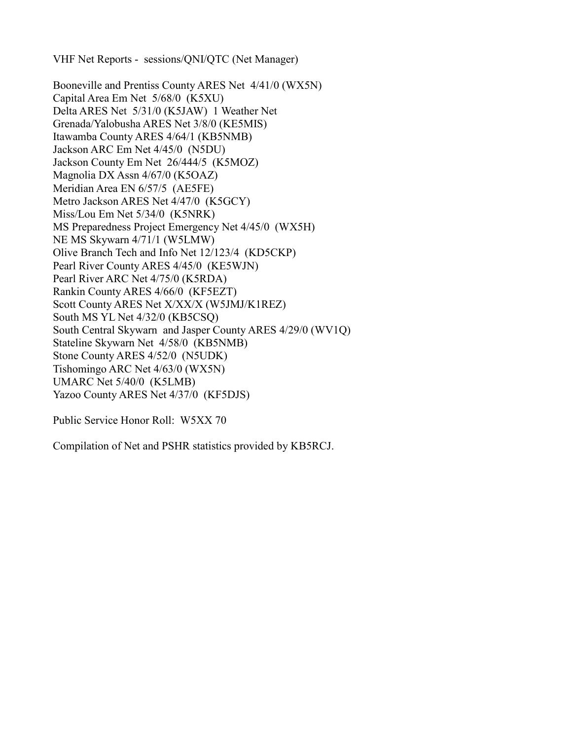VHF Net Reports - sessions/QNI/QTC (Net Manager)

Booneville and Prentiss County ARES Net 4/41/0 (WX5N)
Capital Area Em Net 5/68/0 (K5XU)
Delta ARES Net 5/31/0 (K5JAW) 1 Weather Net
Grenada/Yalobusha ARES Net 3/8/0 (KE5MIS)
Itawamba County ARES 4/64/1 (KB5NMB)
Jackson ARC Em Net 4/45/0 (N5DU)
Jackson County Em Net 26/444/5 (K5MOZ)
Magnolia DX Assn 4/67/0 (K5OAZ)
Meridian Area EN 6/57/5 (AE5FE)
Metro Jackson ARES Net 4/47/0 (K5GCY)
Miss/Lou Em Net 5/34/0 (K5NRK)
MS Preparedness Project Emergency Net 4/45/0 (WX5H)
NE MS Skywarn 4/71/1 (W5LMW)
Olive Branch Tech and Info Net 12/123/4 (KD5CKP)
Pearl River County ARES 4/45/0 (KE5WJN)
Pearl River ARC Net 4/75/0 (K5RDA)
Rankin County ARES 4/66/0 (KF5EZT)
Scott County ARES Net X/XX/X (W5JMJ/K1REZ)
South MS YL Net 4/32/0 (KB5CSQ)
South Central Skywarn and Jasper County ARES 4/29/0 (WV1Q)
Stateline Skywarn Net 4/58/0 (KB5NMB)
Stone County ARES 4/52/0 (N5UDK)
Tishomingo ARC Net 4/63/0 (WX5N)
UMARC Net 5/40/0 (K5LMB)
Yazoo County ARES Net 4/37/0 (KF5DJS)

Public Service Honor Roll: W5XX 70

Compilation of Net and PSHR statistics provided by KB5RCJ.